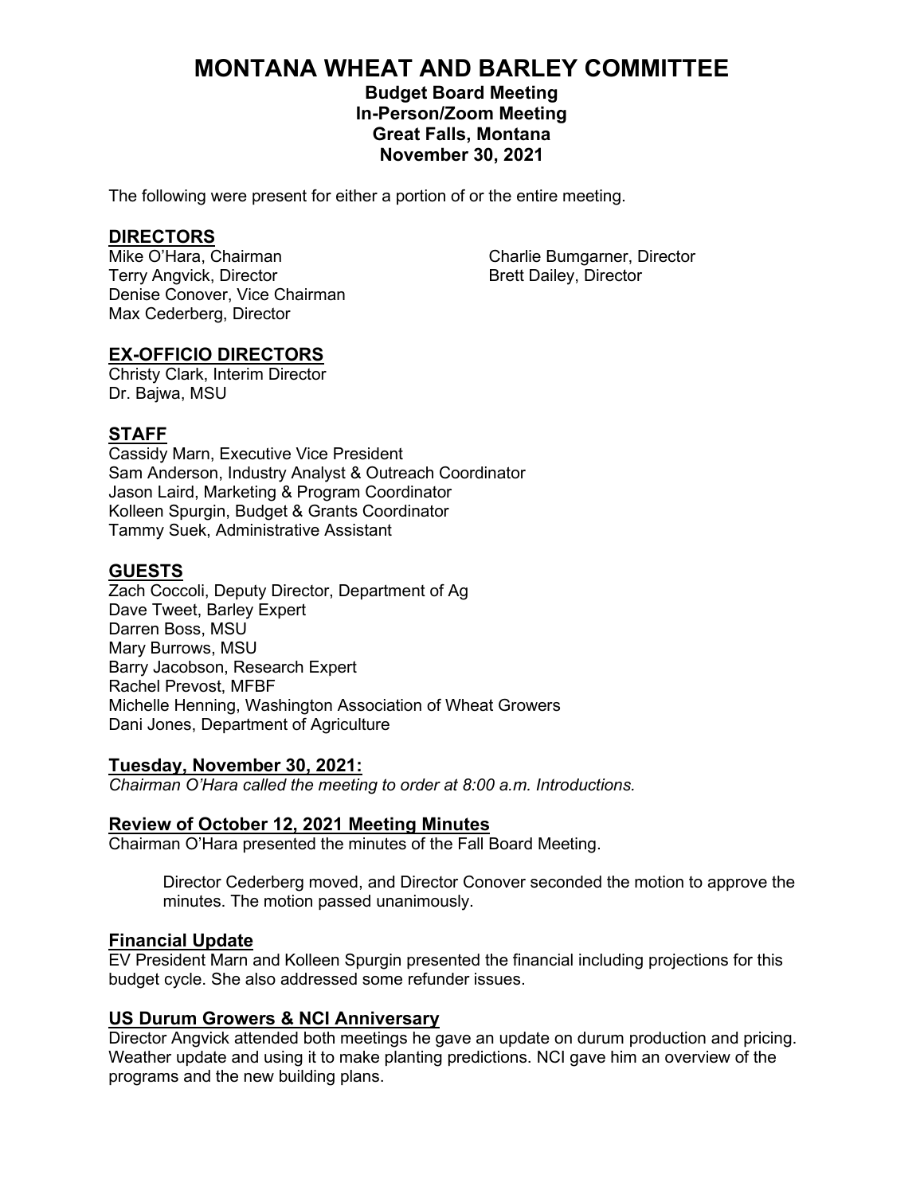# MONTANA WHEAT AND BARLEY COMMITTEE

**Budget Board Meeting**
**In-Person/Zoom Meeting**
**Great Falls, Montana**
**November 30, 2021**

The following were present for either a portion of or the entire meeting.

## DIRECTORS

Mike O'Hara, Chairman
Terry Angvick, Director
Denise Conover, Vice Chairman
Max Cederberg, Director
Charlie Bumgarner, Director
Brett Dailey, Director

## EX-OFFICIO DIRECTORS

Christy Clark, Interim Director
Dr. Bajwa, MSU

## STAFF

Cassidy Marn, Executive Vice President
Sam Anderson, Industry Analyst & Outreach Coordinator
Jason Laird, Marketing & Program Coordinator
Kolleen Spurgin, Budget & Grants Coordinator
Tammy Suek, Administrative Assistant

## GUESTS

Zach Coccoli, Deputy Director, Department of Ag
Dave Tweet, Barley Expert
Darren Boss, MSU
Mary Burrows, MSU
Barry Jacobson, Research Expert
Rachel Prevost, MFBF
Michelle Henning, Washington Association of Wheat Growers
Dani Jones, Department of Agriculture

## Tuesday, November 30, 2021:

*Chairman O'Hara called the meeting to order at 8:00 a.m. Introductions.*

## Review of October 12, 2021 Meeting Minutes

Chairman O'Hara presented the minutes of the Fall Board Meeting.

> Director Cederberg moved, and Director Conover seconded the motion to approve the minutes. The motion passed unanimously.

## Financial Update

EV President Marn and Kolleen Spurgin presented the financial including projections for this budget cycle. She also addressed some refunder issues.

## US Durum Growers & NCI Anniversary

Director Angvick attended both meetings he gave an update on durum production and pricing. Weather update and using it to make planting predictions. NCI gave him an overview of the programs and the new building plans.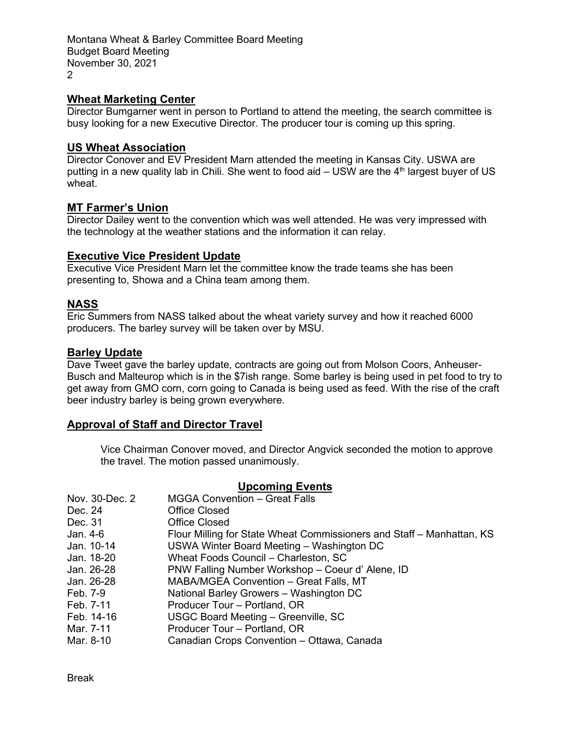## Wheat Marketing Center

Director Bumgarner went in person to Portland to attend the meeting, the search committee is busy looking for a new Executive Director. The producer tour is coming up this spring.

## US Wheat Association

Director Conover and EV President Marn attended the meeting in Kansas City. USWA are putting in a new quality lab in Chili. She went to food aid – USW are the 4th largest buyer of US wheat.

## MT Farmer's Union

Director Dailey went to the convention which was well attended. He was very impressed with the technology at the weather stations and the information it can relay.

## Executive Vice President Update

Executive Vice President Marn let the committee know the trade teams she has been presenting to, Showa and a China team among them.

## NASS

Eric Summers from NASS talked about the wheat variety survey and how it reached 6000 producers. The barley survey will be taken over by MSU.

## Barley Update

Dave Tweet gave the barley update, contracts are going out from Molson Coors, Anheuser-Busch and Malteurop which is in the $7ish range. Some barley is being used in pet food to try to get away from GMO corn, corn going to Canada is being used as feed. With the rise of the craft beer industry barley is being grown everywhere.

## Approval of Staff and Director Travel

Vice Chairman Conover moved, and Director Angvick seconded the motion to approve the travel. The motion passed unanimously.

## Upcoming Events

| | |
|---|---|
| Nov. 30-Dec. 2 | MGGA Convention – Great Falls |
| Dec. 24 | Office Closed |
| Dec. 31 | Office Closed |
| Jan. 4-6 | Flour Milling for State Wheat Commissioners and Staff – Manhattan, KS |
| Jan. 10-14 | USWA Winter Board Meeting – Washington DC |
| Jan. 18-20 | Wheat Foods Council – Charleston, SC |
| Jan. 26-28 | PNW Falling Number Workshop – Coeur d' Alene, ID |
| Jan. 26-28 | MABA/MGEA Convention – Great Falls, MT |
| Feb. 7-9 | National Barley Growers – Washington DC |
| Feb. 7-11 | Producer Tour – Portland, OR |
| Feb. 14-16 | USGC Board Meeting – Greenville, SC |
| Mar. 7-11 | Producer Tour – Portland, OR |
| Mar. 8-10 | Canadian Crops Convention – Ottawa, Canada |

Break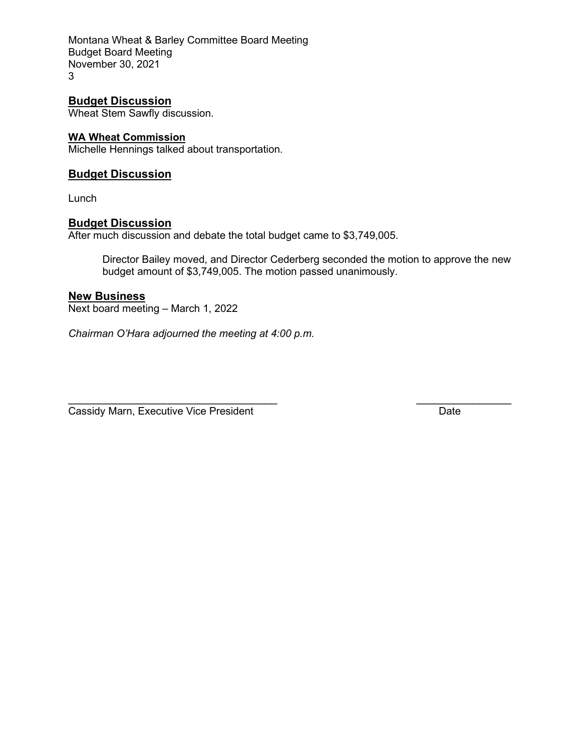## Budget Discussion

Wheat Stem Sawfly discussion.

### WA Wheat Commission

Michelle Hennings talked about transportation.

## Budget Discussion

Lunch

## Budget Discussion

After much discussion and debate the total budget came to $3,749,005.

> Director Bailey moved, and Director Cederberg seconded the motion to approve the new budget amount of $3,749,005. The motion passed unanimously.

## New Business

Next board meeting – March 1, 2022

*Chairman O'Hara adjourned the meeting at 4:00 p.m.*

\_\_\_\_\_\_\_\_\_\_\_\_\_\_\_\_\_\_\_\_\_\_\_\_\_\_\_\_\_\_\_\_\_\_\_\_\_ \_\_\_\_\_\_\_\_\_\_\_\_\_\_\_\_\_

Cassidy Marn, Executive Vice President Date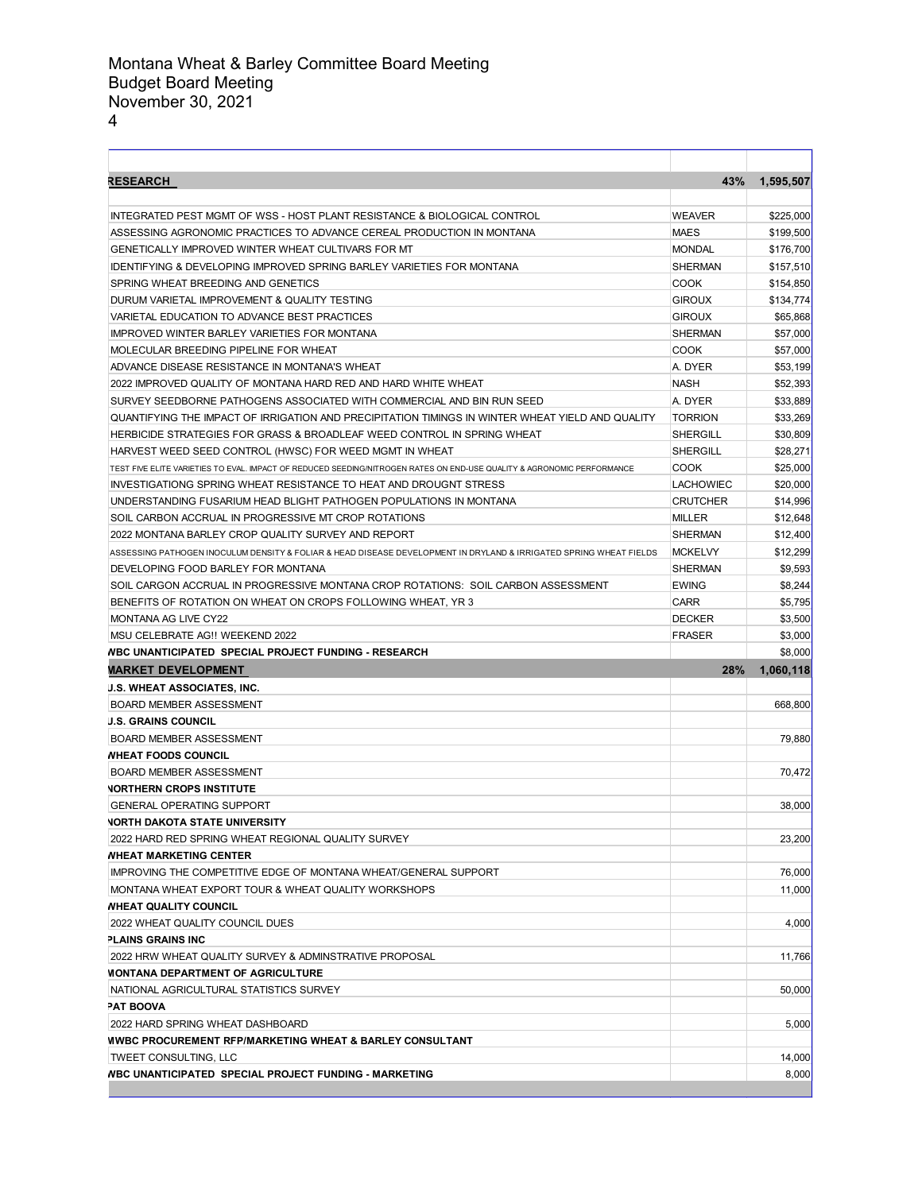Montana Wheat & Barley Committee Board Meeting
Budget Board Meeting
November 30, 2021

| | | |
|---|---|---|
| **RESEARCH** | **43%** | **1,595,507** |
| INTEGRATED PEST MGMT OF WSS - HOST PLANT RESISTANCE & BIOLOGICAL CONTROL | WEAVER | $225,000 |
| ASSESSING AGRONOMIC PRACTICES TO ADVANCE CEREAL PRODUCTION IN MONTANA | MAES | $199,500 |
| GENETICALLY IMPROVED WINTER WHEAT CULTIVARS FOR MT | MONDAL | $176,700 |
| IDENTIFYING & DEVELOPING IMPROVED SPRING BARLEY VARIETIES FOR MONTANA | SHERMAN | $157,510 |
| SPRING WHEAT BREEDING AND GENETICS | COOK | $154,850 |
| DURUM VARIETAL IMPROVEMENT & QUALITY TESTING | GIROUX | $134,774 |
| VARIETAL EDUCATION TO ADVANCE BEST PRACTICES | GIROUX | $65,868 |
| IMPROVED WINTER BARLEY VARIETIES FOR MONTANA | SHERMAN | $57,000 |
| MOLECULAR BREEDING PIPELINE FOR WHEAT | COOK | $57,000 |
| ADVANCE DISEASE RESISTANCE IN MONTANA'S WHEAT | A. DYER | $53,199 |
| 2022 IMPROVED QUALITY OF MONTANA HARD RED AND HARD WHITE WHEAT | NASH | $52,393 |
| SURVEY SEEDBORNE PATHOGENS ASSOCIATED WITH COMMERCIAL AND BIN RUN SEED | A. DYER | $33,889 |
| QUANTIFYING THE IMPACT OF IRRIGATION AND PRECIPITATION TIMINGS IN WINTER WHEAT YIELD AND QUALITY | TORRION | $33,269 |
| HERBICIDE STRATEGIES FOR GRASS & BROADLEAF WEED CONTROL IN SPRING WHEAT | SHERGILL | $30,809 |
| HARVEST WEED SEED CONTROL (HWSC) FOR WEED MGMT IN WHEAT | SHERGILL | $28,271 |
| TEST FIVE ELITE VARIETIES TO EVAL. IMPACT OF REDUCED SEEDING/NITROGEN RATES ON END-USE QUALITY & AGRONOMIC PERFORMANCE | COOK | $25,000 |
| INVESTIGATIONG SPRING WHEAT RESISTANCE TO HEAT AND DROUGNT STRESS | LACHOWIEC | $20,000 |
| UNDERSTANDING FUSARIUM HEAD BLIGHT PATHOGEN POPULATIONS IN MONTANA | CRUTCHER | $14,996 |
| SOIL CARBON ACCRUAL IN PROGRESSIVE MT CROP ROTATIONS | MILLER | $12,648 |
| 2022 MONTANA BARLEY CROP QUALITY SURVEY AND REPORT | SHERMAN | $12,400 |
| ASSESSING PATHOGEN INOCULUM DENSITY & FOLIAR & HEAD DISEASE DEVELOPMENT IN DRYLAND & IRRIGATED SPRING WHEAT FIELDS | MCKELVY | $12,299 |
| DEVELOPING FOOD BARLEY FOR MONTANA | SHERMAN | $9,593 |
| SOIL CARGON ACCRUAL IN PROGRESSIVE MONTANA CROP ROTATIONS: SOIL CARBON ASSESSMENT | EWING | $8,244 |
| BENEFITS OF ROTATION ON WHEAT ON CROPS FOLLOWING WHEAT, YR 3 | CARR | $5,795 |
| MONTANA AG LIVE CY22 | DECKER | $3,500 |
| MSU CELEBRATE AG!! WEEKEND 2022 | FRASER | $3,000 |
| **WBC UNANTICIPATED SPECIAL PROJECT FUNDING - RESEARCH** | | $8,000 |
| **MARKET DEVELOPMENT** | **28%** | **1,060,118** |
| **U.S. WHEAT ASSOCIATES, INC.** | | |
| BOARD MEMBER ASSESSMENT | | 668,800 |
| **U.S. GRAINS COUNCIL** | | |
| BOARD MEMBER ASSESSMENT | | 79,880 |
| **WHEAT FOODS COUNCIL** | | |
| BOARD MEMBER ASSESSMENT | | 70,472 |
| **NORTHERN CROPS INSTITUTE** | | |
| GENERAL OPERATING SUPPORT | | 38,000 |
| **NORTH DAKOTA STATE UNIVERSITY** | | |
| 2022 HARD RED SPRING WHEAT REGIONAL QUALITY SURVEY | | 23,200 |
| **WHEAT MARKETING CENTER** | | |
| IMPROVING THE COMPETITIVE EDGE OF MONTANA WHEAT/GENERAL SUPPORT | | 76,000 |
| MONTANA WHEAT EXPORT TOUR & WHEAT QUALITY WORKSHOPS | | 11,000 |
| **WHEAT QUALITY COUNCIL** | | |
| 2022 WHEAT QUALITY COUNCIL DUES | | 4,000 |
| **PLAINS GRAINS INC** | | |
| 2022 HRW WHEAT QUALITY SURVEY & ADMINSTRATIVE PROPOSAL | | 11,766 |
| **MONTANA DEPARTMENT OF AGRICULTURE** | | |
| NATIONAL AGRICULTURAL STATISTICS SURVEY | | 50,000 |
| **PAT BOOVA** | | |
| 2022 HARD SPRING WHEAT DASHBOARD | | 5,000 |
| **MWBC PROCUREMENT RFP/MARKETING WHEAT & BARLEY CONSULTANT** | | |
| TWEET CONSULTING, LLC | | 14,000 |
| **WBC UNANTICIPATED SPECIAL PROJECT FUNDING - MARKETING** | | 8,000 |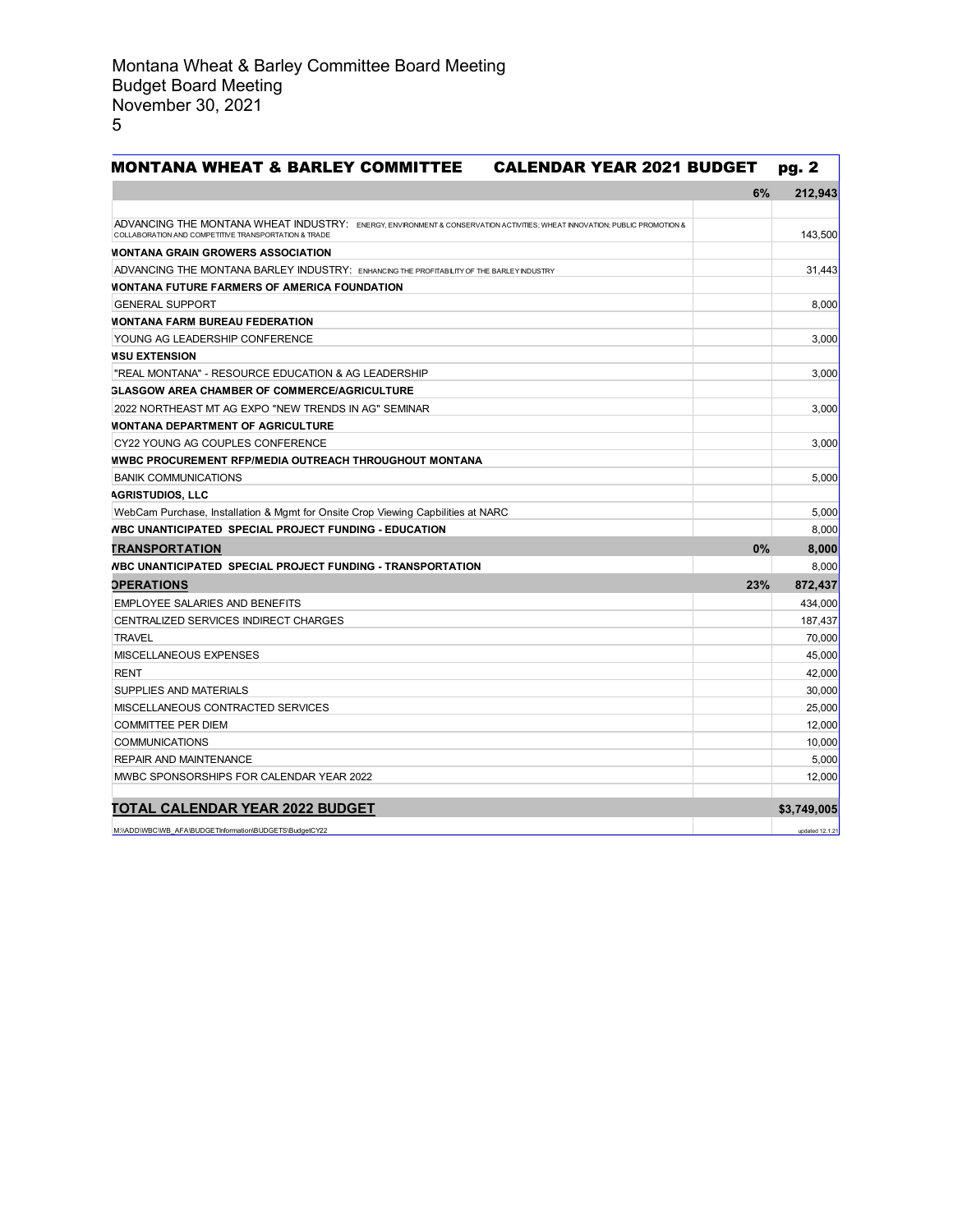Montana Wheat & Barley Committee Board Meeting
Budget Board Meeting
November 30, 2021

| MONTANA WHEAT & BARLEY COMMITTEE CALENDAR YEAR 2021 BUDGET | | pg. 2 |
|---|---|---|
| | 6% | 212,943 |
| ADVANCING THE MONTANA WHEAT INDUSTRY: ENERGY, ENVIRONMENT & CONSERVATION ACTIVITIES; WHEAT INNOVATION; PUBLIC PROMOTION & COLLABORATION AND COMPETITIVE TRANSPORTATION & TRADE | | 143,500 |
| **MONTANA GRAIN GROWERS ASSOCIATION** | | |
| ADVANCING THE MONTANA BARLEY INDUSTRY: ENHANCING THE PROFITABILITY OF THE BARLEY INDUSTRY | | 31,443 |
| **MONTANA FUTURE FARMERS OF AMERICA FOUNDATION** | | |
| GENERAL SUPPORT | | 8,000 |
| **MONTANA FARM BUREAU FEDERATION** | | |
| YOUNG AG LEADERSHIP CONFERENCE | | 3,000 |
| **MSU EXTENSION** | | |
| "REAL MONTANA" - RESOURCE EDUCATION & AG LEADERSHIP | | 3,000 |
| **GLASGOW AREA CHAMBER OF COMMERCE/AGRICULTURE** | | |
| 2022 NORTHEAST MT AG EXPO "NEW TRENDS IN AG" SEMINAR | | 3,000 |
| **MONTANA DEPARTMENT OF AGRICULTURE** | | |
| CY22 YOUNG AG COUPLES CONFERENCE | | 3,000 |
| **MWBC PROCUREMENT RFP/MEDIA OUTREACH THROUGHOUT MONTANA** | | |
| BANIK COMMUNICATIONS | | 5,000 |
| **AGRISTUDIOS, LLC** | | |
| WebCam Purchase, Installation & Mgmt for Onsite Crop Viewing Capbilities at NARC | | 5,000 |
| **WBC UNANTICIPATED SPECIAL PROJECT FUNDING - EDUCATION** | | 8,000 |
| **TRANSPORTATION** | **0%** | **8,000** |
| **WBC UNANTICIPATED SPECIAL PROJECT FUNDING - TRANSPORTATION** | | 8,000 |
| **OPERATIONS** | **23%** | **872,437** |
| EMPLOYEE SALARIES AND BENEFITS | | 434,000 |
| CENTRALIZED SERVICES INDIRECT CHARGES | | 187,437 |
| TRAVEL | | 70,000 |
| MISCELLANEOUS EXPENSES | | 45,000 |
| RENT | | 42,000 |
| SUPPLIES AND MATERIALS | | 30,000 |
| MISCELLANEOUS CONTRACTED SERVICES | | 25,000 |
| COMMITTEE PER DIEM | | 12,000 |
| COMMUNICATIONS | | 10,000 |
| REPAIR AND MAINTENANCE | | 5,000 |
| MWBC SPONSORSHIPS FOR CALENDAR YEAR 2022 | | 12,000 |
| | | |
| **TOTAL CALENDAR YEAR 2022 BUDGET** | | **$3,749,005** |
| M:\ADD\WBC\WB_AFA\BUDGET\Information\BUDGETS\BudgetCY22 | | updated 12.1.21 |